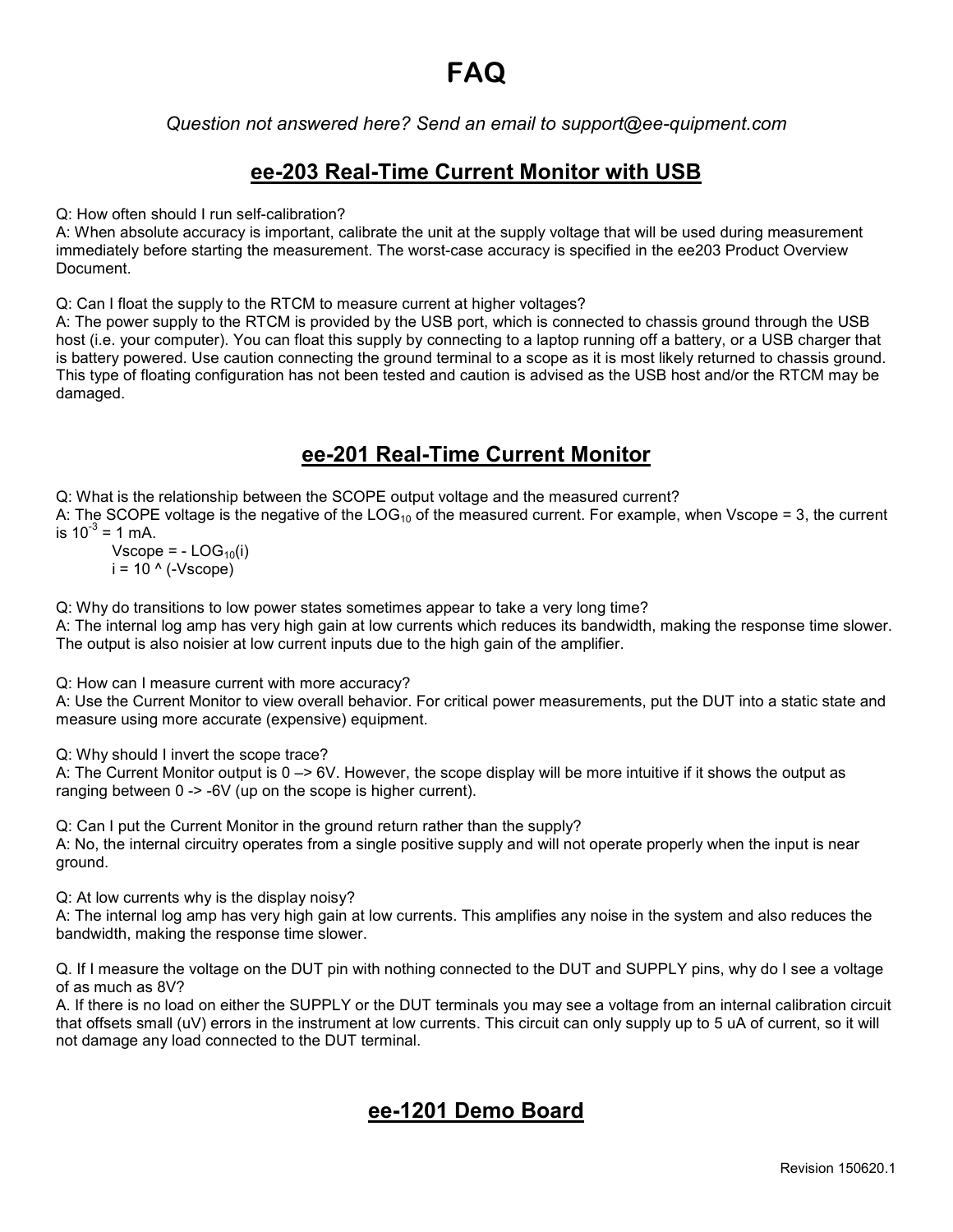# FAQ

*Question not answered here? Send an email to support@ee-quipment.com*

## ee-203 Real-Time Current Monitor with USB

Q: How often should I run self-calibration?
A: When absolute accuracy is important, calibrate the unit at the supply voltage that will be used during measurement immediately before starting the measurement. The worst-case accuracy is specified in the ee203 Product Overview Document.

Q: Can I float the supply to the RTCM to measure current at higher voltages?
A: The power supply to the RTCM is provided by the USB port, which is connected to chassis ground through the USB host (i.e. your computer). You can float this supply by connecting to a laptop running off a battery, or a USB charger that is battery powered. Use caution connecting the ground terminal to a scope as it is most likely returned to chassis ground. This type of floating configuration has not been tested and caution is advised as the USB host and/or the RTCM may be damaged.

## ee-201 Real-Time Current Monitor

Q: What is the relationship between the SCOPE output voltage and the measured current?
A: The SCOPE voltage is the negative of the $LOG_{10}$ of the measured current. For example, when Vscope = 3, the current is $10^{-3}$ = 1 mA.

$$V_{scope} = -LOG_{10}(i)$$

$$i = 10 \wedge (-V_{scope})$$

Q: Why do transitions to low power states sometimes appear to take a very long time?
A: The internal log amp has very high gain at low currents which reduces its bandwidth, making the response time slower. The output is also noisier at low current inputs due to the high gain of the amplifier.

Q: How can I measure current with more accuracy?
A: Use the Current Monitor to view overall behavior. For critical power measurements, put the DUT into a static state and measure using more accurate (expensive) equipment.

Q: Why should I invert the scope trace?
A: The Current Monitor output is 0 –> 6V. However, the scope display will be more intuitive if it shows the output as ranging between 0 -> -6V (up on the scope is higher current).

Q: Can I put the Current Monitor in the ground return rather than the supply?
A: No, the internal circuitry operates from a single positive supply and will not operate properly when the input is near ground.

Q: At low currents why is the display noisy?
A: The internal log amp has very high gain at low currents. This amplifies any noise in the system and also reduces the bandwidth, making the response time slower.

Q. If I measure the voltage on the DUT pin with nothing connected to the DUT and SUPPLY pins, why do I see a voltage of as much as 8V?
A. If there is no load on either the SUPPLY or the DUT terminals you may see a voltage from an internal calibration circuit that offsets small (uV) errors in the instrument at low currents. This circuit can only supply up to 5 uA of current, so it will not damage any load connected to the DUT terminal.

## ee-1201 Demo Board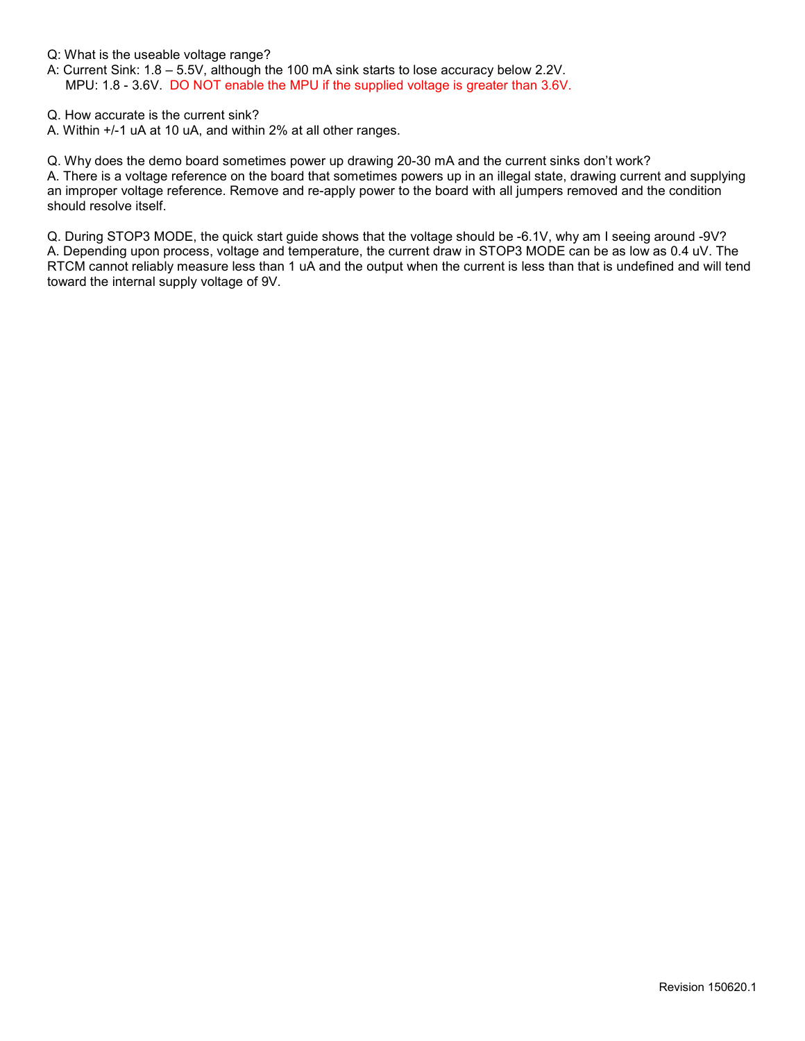Q: What is the useable voltage range?

A: Current Sink: 1.8 – 5.5V, although the 100 mA sink starts to lose accuracy below 2.2V.
MPU: 1.8 - 3.6V. DO NOT enable the MPU if the supplied voltage is greater than 3.6V.

Q. How accurate is the current sink?

A. Within +/-1 uA at 10 uA, and within 2% at all other ranges.

Q. Why does the demo board sometimes power up drawing 20-30 mA and the current sinks don't work?

A. There is a voltage reference on the board that sometimes powers up in an illegal state, drawing current and supplying an improper voltage reference. Remove and re-apply power to the board with all jumpers removed and the condition should resolve itself.

Q. During STOP3 MODE, the quick start guide shows that the voltage should be -6.1V, why am I seeing around -9V?

A. Depending upon process, voltage and temperature, the current draw in STOP3 MODE can be as low as 0.4 uV. The RTCM cannot reliably measure less than 1 uA and the output when the current is less than that is undefined and will tend toward the internal supply voltage of 9V.

Revision 150620.1